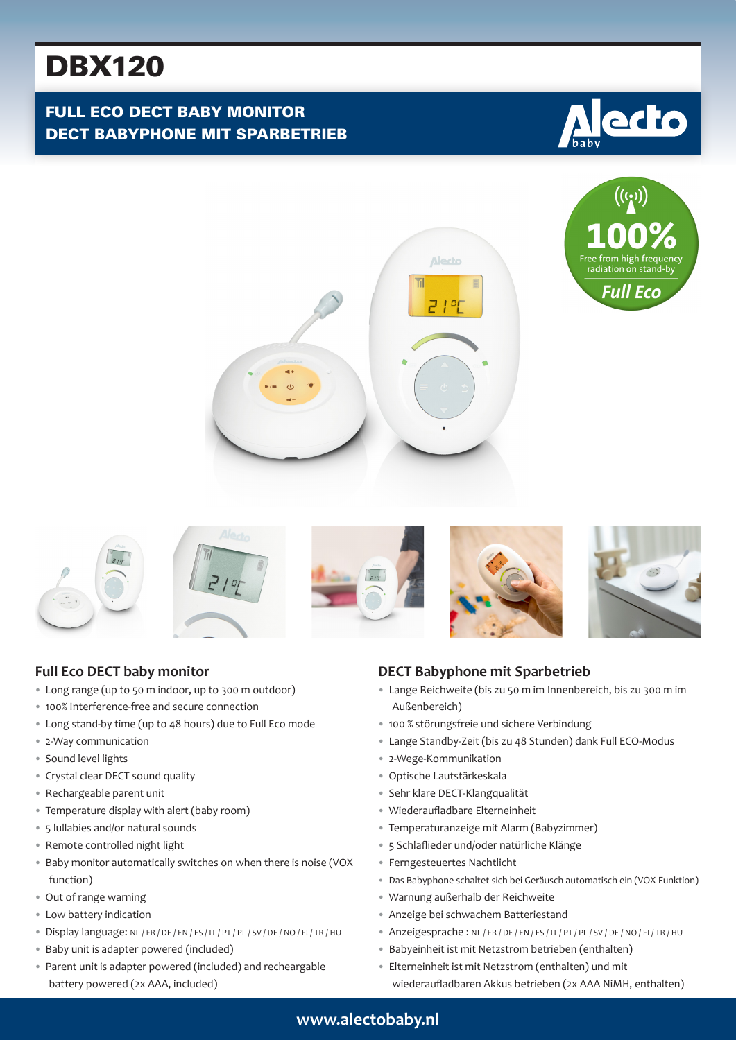# DBX120

## FULL ECO DECT BABY MONITOR
## DECT BABYPHONE MIT SPARBETRIEB

100% Free from high frequency radiation on stand-by

*Full Eco*

### Full Eco DECT baby monitor

- Long range (up to 50 m indoor, up to 300 m outdoor)
- 100% Interference-free and secure connection
- Long stand-by time (up to 48 hours) due to Full Eco mode
- 2-Way communication
- Sound level lights
- Crystal clear DECT sound quality
- Rechargeable parent unit
- Temperature display with alert (baby room)
- 5 lullabies and/or natural sounds
- Remote controlled night light
- Baby monitor automatically switches on when there is noise (VOX function)
- Out of range warning
- Low battery indication
- Display language: NL / FR / DE / EN / ES / IT / PT / PL / SV / DE / NO / FI / TR / HU
- Baby unit is adapter powered (included)
- Parent unit is adapter powered (included) and recheargable battery powered (2x AAA, included)

### DECT Babyphone mit Sparbetrieb

- Lange Reichweite (bis zu 50 m im Innenbereich, bis zu 300 m im Außenbereich)
- 100 % störungsfreie und sichere Verbindung
- Lange Standby-Zeit (bis zu 48 Stunden) dank Full ECO-Modus
- 2-Wege-Kommunikation
- Optische Lautstärkeskala
- Sehr klare DECT-Klangqualität
- Wiederaufladbare Elterneinheit
- Temperaturanzeige mit Alarm (Babyzimmer)
- 5 Schlaflieder und/oder natürliche Klänge
- Ferngesteuertes Nachtlicht
- Das Babyphone schaltet sich bei Geräusch automatisch ein (VOX-Funktion)
- Warnung außerhalb der Reichweite
- Anzeige bei schwachem Batteriestand
- Anzeigesprache : NL / FR / DE / EN / ES / IT / PT / PL / SV / DE / NO / FI / TR / HU
- Babyeinheit ist mit Netzstrom betrieben (enthalten)
- Elterneinheit ist mit Netzstrom (enthalten) und mit wiederaufladbaren Akkus betrieben (2x AAA NiMH, enthalten)

www.alectobaby.nl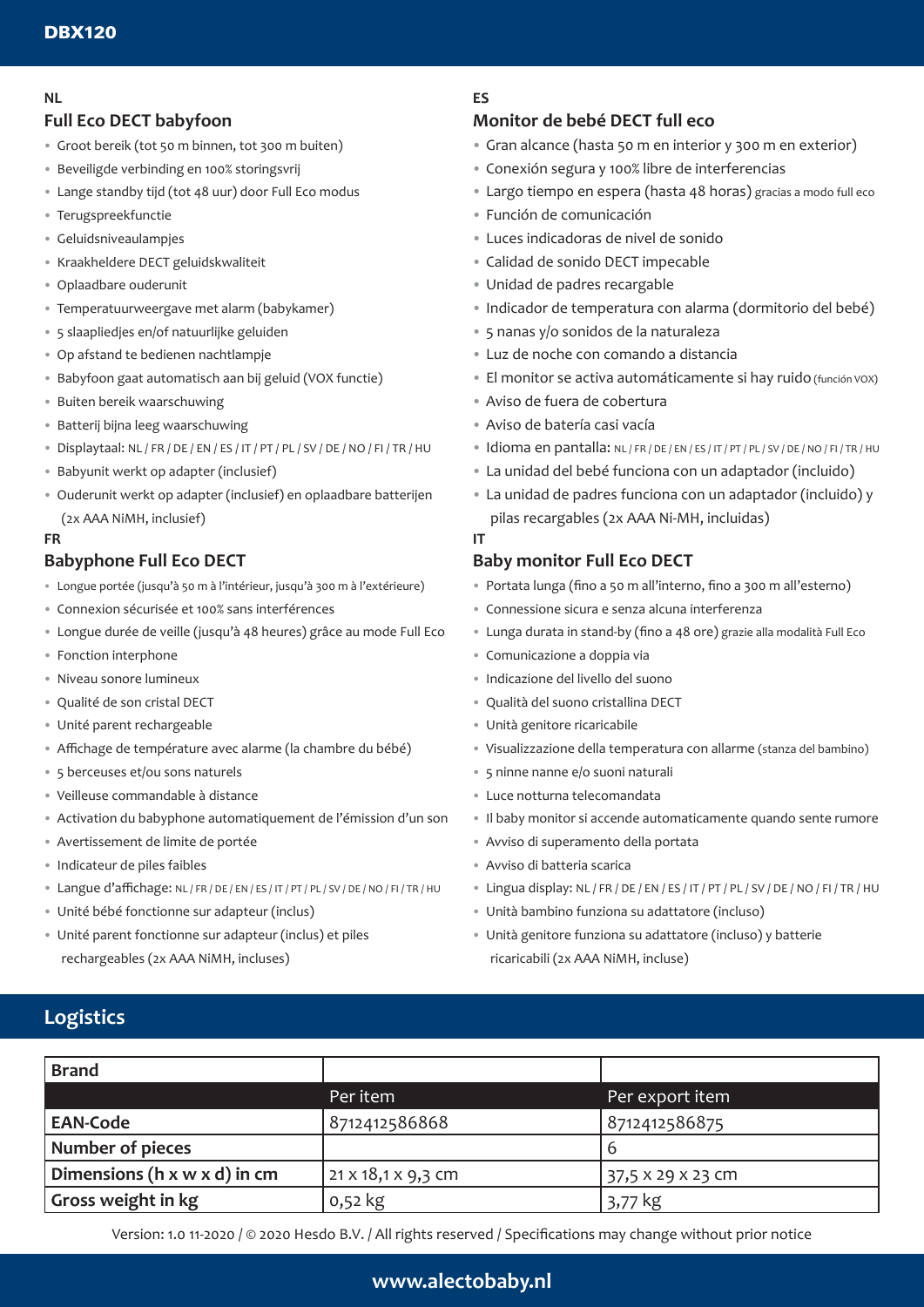DBX120

NL

## Full Eco DECT babyfoon

- Groot bereik (tot 50 m binnen, tot 300 m buiten)
- Beveiligde verbinding en 100% storingsvrij
- Lange standby tijd (tot 48 uur) door Full Eco modus
- Terugspreekfunctie
- Geluidsniveaulampjes
- Kraakheldere DECT geluidskwaliteit
- Oplaadbare ouderunit
- Temperatuurweergave met alarm (babykamer)
- 5 slaapliedjes en/of natuurlijke geluiden
- Op afstand te bedienen nachtlampje
- Babyfoon gaat automatisch aan bij geluid (VOX functie)
- Buiten bereik waarschuwing
- Batterij bijna leeg waarschuwing
- Displaytaal: NL / FR / DE / EN / ES / IT / PT / PL / SV / DE / NO / FI / TR / HU
- Babyunit werkt op adapter (inclusief)
- Ouderunit werkt op adapter (inclusief) en oplaadbare batterijen (2x AAA NiMH, inclusief)

FR

## Babyphone Full Eco DECT

- Longue portée (jusqu'à 50 m à l'intérieur, jusqu'à 300 m à l'extérieure)
- Connexion sécurisée et 100% sans interférences
- Longue durée de veille (jusqu'à 48 heures) grâce au mode Full Eco
- Fonction interphone
- Niveau sonore lumineux
- Qualité de son cristal DECT
- Unité parent rechargeable
- Affichage de température avec alarme (la chambre du bébé)
- 5 berceuses et/ou sons naturels
- Veilleuse commandable à distance
- Activation du babyphone automatiquement de l'émission d'un son
- Avertissement de limite de portée
- Indicateur de piles faibles
- Langue d'affichage: NL / FR / DE / EN / ES / IT / PT / PL / SV / DE / NO / FI / TR / HU
- Unité bébé fonctionne sur adapteur (inclus)
- Unité parent fonctionne sur adapteur (inclus) et piles rechargeables (2x AAA NiMH, incluses)

ES

## Monitor de bebé DECT full eco

- Gran alcance (hasta 50 m en interior y 300 m en exterior)
- Conexión segura y 100% libre de interferencias
- Largo tiempo en espera (hasta 48 horas) gracias a modo full eco
- Función de comunicación
- Luces indicadoras de nivel de sonido
- Calidad de sonido DECT impecable
- Unidad de padres recargable
- Indicador de temperatura con alarma (dormitorio del bebé)
- 5 nanas y/o sonidos de la naturaleza
- Luz de noche con comando a distancia
- El monitor se activa automáticamente si hay ruido (función VOX)
- Aviso de fuera de cobertura
- Aviso de batería casi vacía
- Idioma en pantalla: NL / FR / DE / EN / ES / IT / PT / PL / SV / DE / NO / FI / TR / HU
- La unidad del bebé funciona con un adaptador (incluido)
- La unidad de padres funciona con un adaptador (incluido) y pilas recargables (2x AAA Ni-MH, incluidas)

IT

## Baby monitor Full Eco DECT

- Portata lunga (fino a 50 m all'interno, fino a 300 m all'esterno)
- Connessione sicura e senza alcuna interferenza
- Lunga durata in stand-by (fino a 48 ore) grazie alla modalità Full Eco
- Comunicazione a doppia via
- Indicazione del livello del suono
- Qualità del suono cristallina DECT
- Unità genitore ricaricabile
- Visualizzazione della temperatura con allarme (stanza del bambino)
- 5 ninne nanne e/o suoni naturali
- Luce notturna telecomandata
- Il baby monitor si accende automaticamente quando sente rumore
- Avviso di superamento della portata
- Avviso di batteria scarica
- Lingua display: NL / FR / DE / EN / ES / IT / PT / PL / SV / DE / NO / FI / TR / HU
- Unità bambino funziona su adattatore (incluso)
- Unità genitore funziona su adattatore (incluso) y batterie ricaricabili (2x AAA NiMH, incluse)

## Logistics

| | | |
|---|---|---|
| **Brand** | | |
| | Per item | Per export item |
| **EAN-Code** | 8712412586868 | 8712412586875 |
| **Number of pieces** | | 6 |
| **Dimensions (h x w x d) in cm** | 21 x 18,1 x 9,3 cm | 37,5 x 29 x 23 cm |
| **Gross weight in kg** | 0,52 kg | 3,77 kg |

Version: 1.0 11-2020 / © 2020 Hesdo B.V. / All rights reserved / Specifications may change without prior notice

www.alectobaby.nl